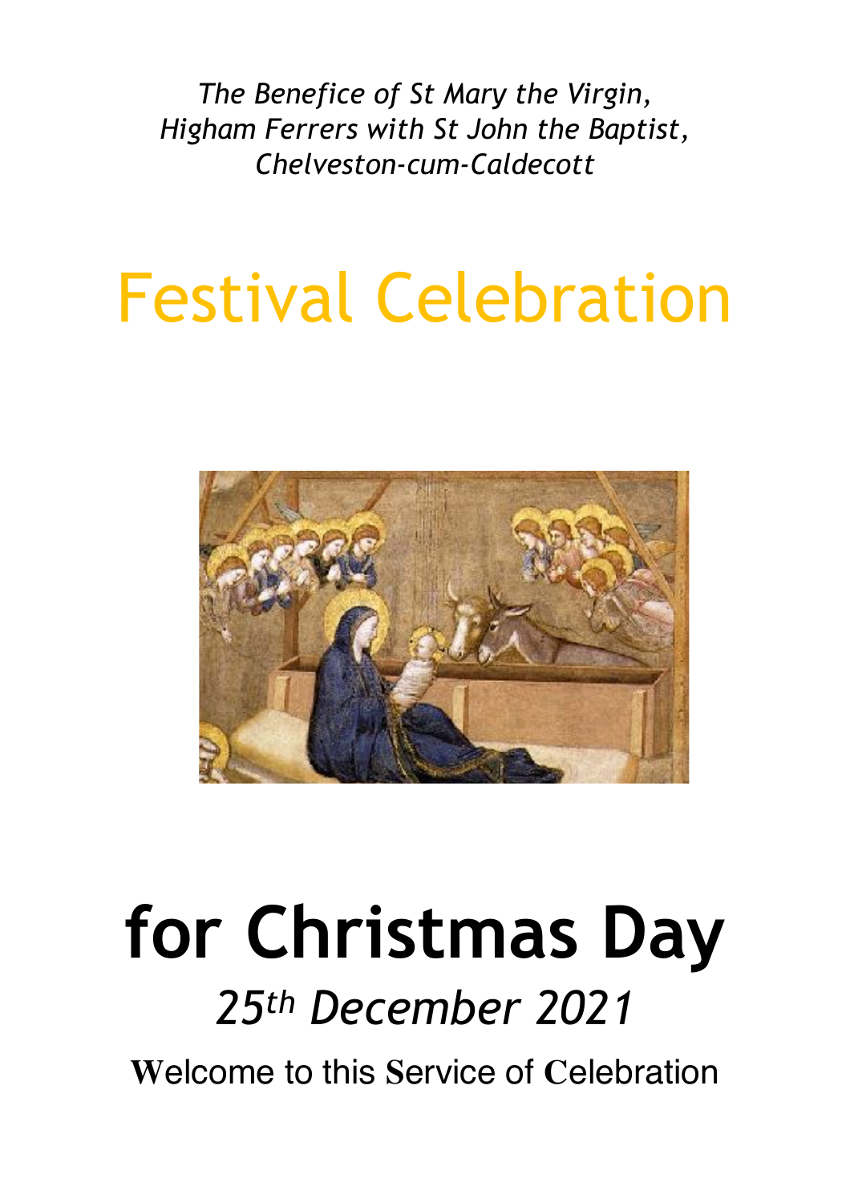*The Benefice of St Mary the Virgin,
Higham Ferrers with St John the Baptist,
Chelveston-cum-Caldecott*

# Festival Celebration

# for Christmas Day

*25th December 2021*

**W**elcome to this **S**ervice of **C**elebration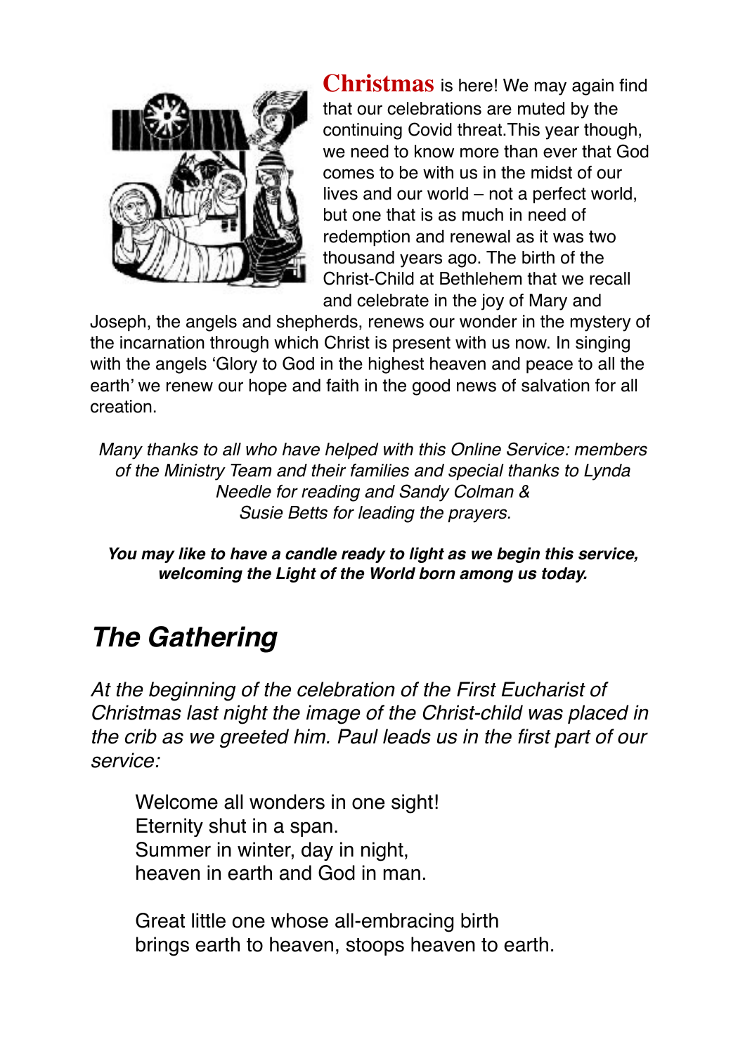**Christmas** is here! We may again find that our celebrations are muted by the continuing Covid threat.This year though, we need to know more than ever that God comes to be with us in the midst of our lives and our world – not a perfect world, but one that is as much in need of redemption and renewal as it was two thousand years ago. The birth of the Christ-Child at Bethlehem that we recall and celebrate in the joy of Mary and Joseph, the angels and shepherds, renews our wonder in the mystery of the incarnation through which Christ is present with us now. In singing with the angels 'Glory to God in the highest heaven and peace to all the earth' we renew our hope and faith in the good news of salvation for all creation.

*Many thanks to all who have helped with this Online Service: members of the Ministry Team and their families and special thanks to Lynda Needle for reading and Sandy Colman & Susie Betts for leading the prayers.*

***You may like to have a candle ready to light as we begin this service, welcoming the Light of the World born among us today.***

## *The Gathering*

*At the beginning of the celebration of the First Eucharist of Christmas last night the image of the Christ-child was placed in the crib as we greeted him. Paul leads us in the first part of our service:*

Welcome all wonders in one sight!
Eternity shut in a span.
Summer in winter, day in night,
heaven in earth and God in man.

Great little one whose all-embracing birth
brings earth to heaven, stoops heaven to earth.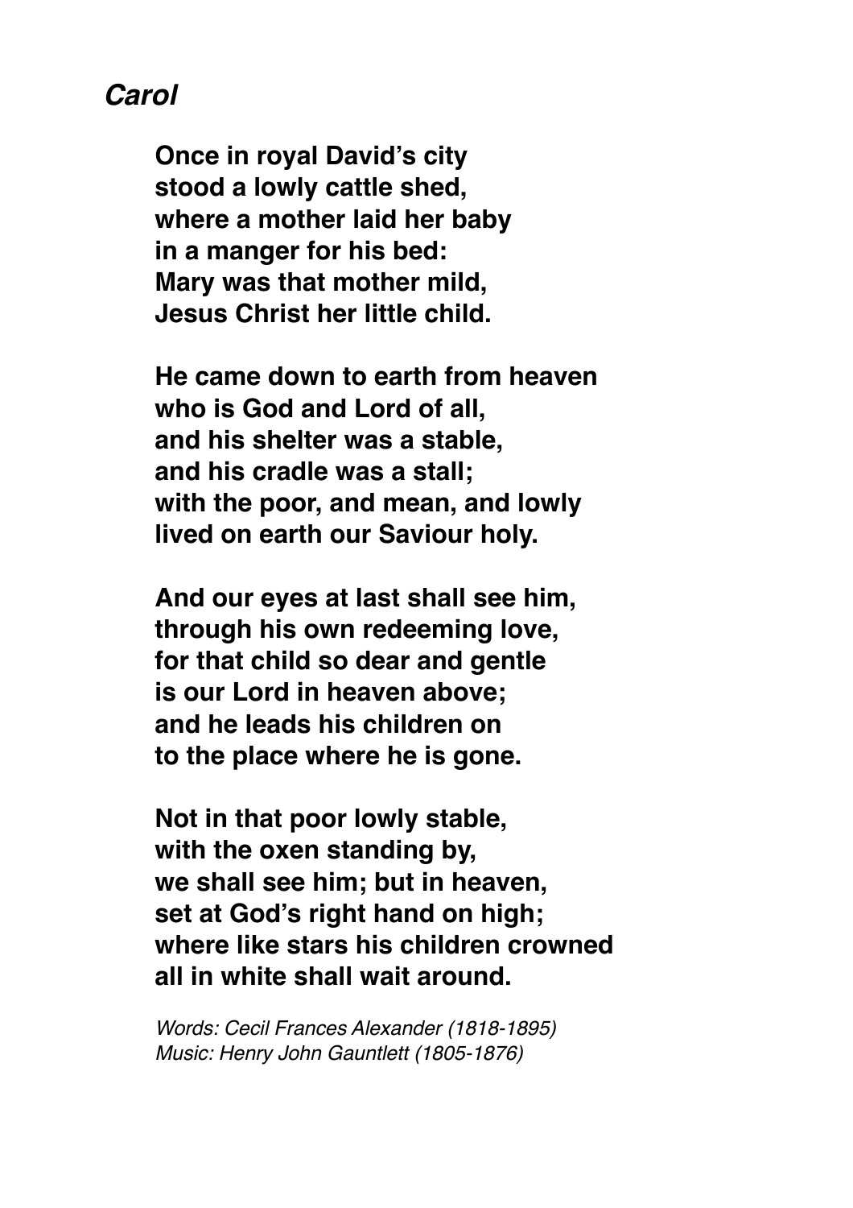## *Carol*

**Once in royal David's city**
**stood a lowly cattle shed,**
**where a mother laid her baby**
**in a manger for his bed:**
**Mary was that mother mild,**
**Jesus Christ her little child.**

**He came down to earth from heaven**
**who is God and Lord of all,**
**and his shelter was a stable,**
**and his cradle was a stall;**
**with the poor, and mean, and lowly**
**lived on earth our Saviour holy.**

**And our eyes at last shall see him,**
**through his own redeeming love,**
**for that child so dear and gentle**
**is our Lord in heaven above;**
**and he leads his children on**
**to the place where he is gone.**

**Not in that poor lowly stable,**
**with the oxen standing by,**
**we shall see him; but in heaven,**
**set at God's right hand on high;**
**where like stars his children crowned**
**all in white shall wait around.**

*Words: Cecil Frances Alexander (1818-1895)*
*Music: Henry John Gauntlett (1805-1876)*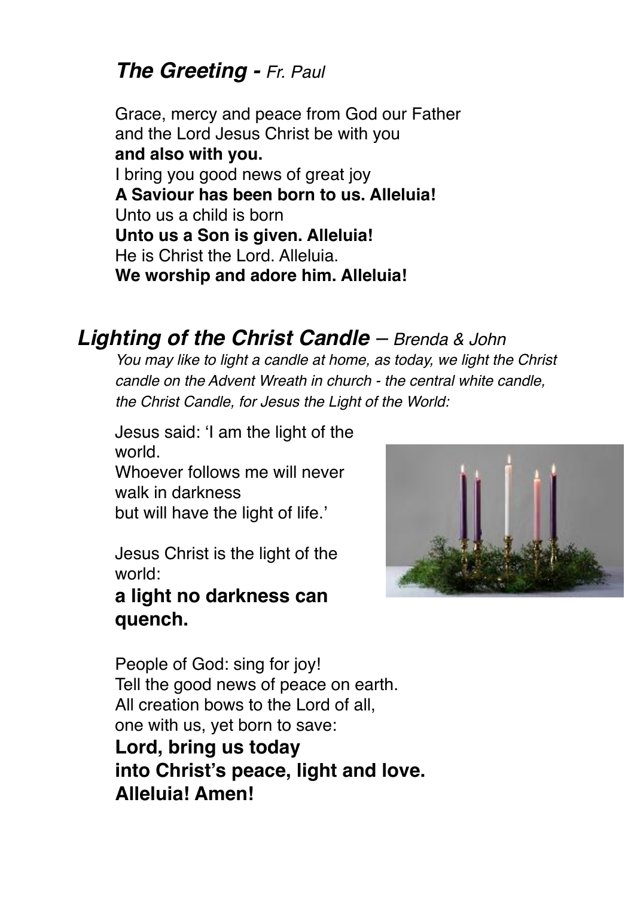## ***The Greeting -*** *Fr. Paul*

Grace, mercy and peace from God our Father
and the Lord Jesus Christ be with you
**and also with you.**
I bring you good news of great joy
**A Saviour has been born to us. Alleluia!**
Unto us a child is born
**Unto us a Son is given. Alleluia!**
He is Christ the Lord. Alleluia.
**We worship and adore him. Alleluia!**

## ***Lighting of the Christ Candle*** – *Brenda & John*

*You may like to light a candle at home, as today, we light the Christ candle on the Advent Wreath in church - the central white candle, the Christ Candle, for Jesus the Light of the World:*

Jesus said: 'I am the light of the world.
Whoever follows me will never walk in darkness
but will have the light of life.'

Jesus Christ is the light of the world:
**a light no darkness can quench.**

People of God: sing for joy!
Tell the good news of peace on earth.
All creation bows to the Lord of all,
one with us, yet born to save:
**Lord, bring us today**
**into Christ's peace, light and love.**
**Alleluia! Amen!**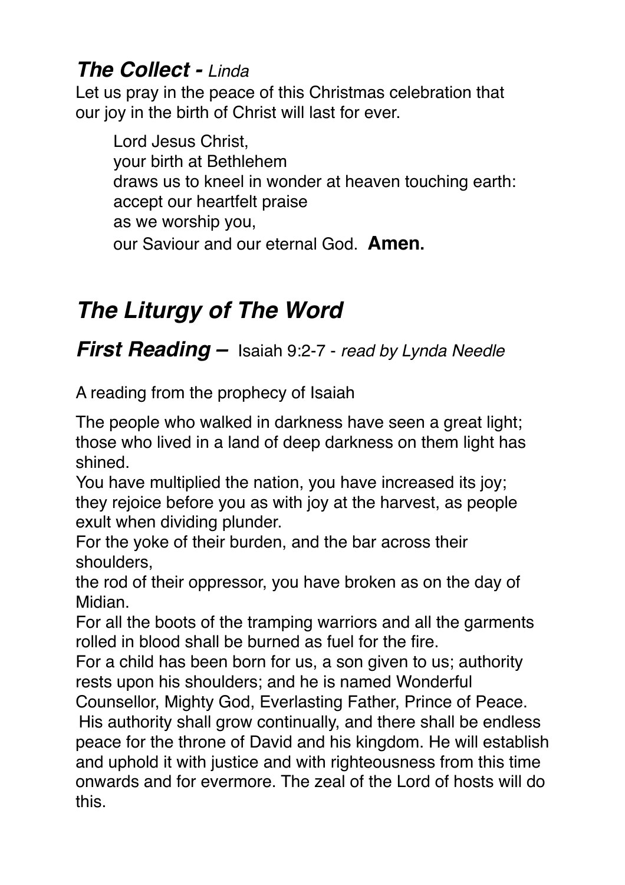### ***The Collect -*** *Linda*

Let us pray in the peace of this Christmas celebration that our joy in the birth of Christ will last for ever.

> Lord Jesus Christ,
> your birth at Bethlehem
> draws us to kneel in wonder at heaven touching earth:
> accept our heartfelt praise
> as we worship you,
> our Saviour and our eternal God. **Amen.**

## ***The Liturgy of The Word***

### ***First Reading –*** Isaiah 9:2-7 - *read by Lynda Needle*

A reading from the prophecy of Isaiah

The people who walked in darkness have seen a great light; those who lived in a land of deep darkness on them light has shined.
You have multiplied the nation, you have increased its joy; they rejoice before you as with joy at the harvest, as people exult when dividing plunder.
For the yoke of their burden, and the bar across their shoulders,
the rod of their oppressor, you have broken as on the day of Midian.
For all the boots of the tramping warriors and all the garments rolled in blood shall be burned as fuel for the fire.
For a child has been born for us, a son given to us; authority rests upon his shoulders; and he is named Wonderful Counsellor, Mighty God, Everlasting Father, Prince of Peace.
His authority shall grow continually, and there shall be endless peace for the throne of David and his kingdom. He will establish and uphold it with justice and with righteousness from this time onwards and for evermore. The zeal of the Lord of hosts will do this.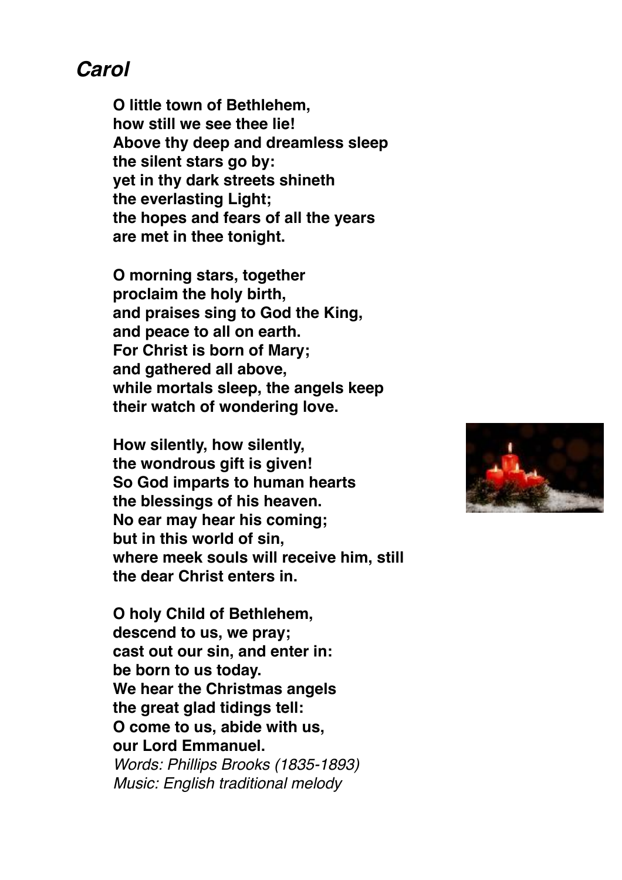## *Carol*

**O little town of Bethlehem,**
**how still we see thee lie!**
**Above thy deep and dreamless sleep**
**the silent stars go by:**
**yet in thy dark streets shineth**
**the everlasting Light;**
**the hopes and fears of all the years**
**are met in thee tonight.**

**O morning stars, together**
**proclaim the holy birth,**
**and praises sing to God the King,**
**and peace to all on earth.**
**For Christ is born of Mary;**
**and gathered all above,**
**while mortals sleep, the angels keep**
**their watch of wondering love.**

**How silently, how silently,**
**the wondrous gift is given!**
**So God imparts to human hearts**
**the blessings of his heaven.**
**No ear may hear his coming;**
**but in this world of sin,**
**where meek souls will receive him, still**
**the dear Christ enters in.**

**O holy Child of Bethlehem,**
**descend to us, we pray;**
**cast out our sin, and enter in:**
**be born to us today.**
**We hear the Christmas angels**
**the great glad tidings tell:**
**O come to us, abide with us,**
**our Lord Emmanuel.**
*Words: Phillips Brooks (1835-1893)*
*Music: English traditional melody*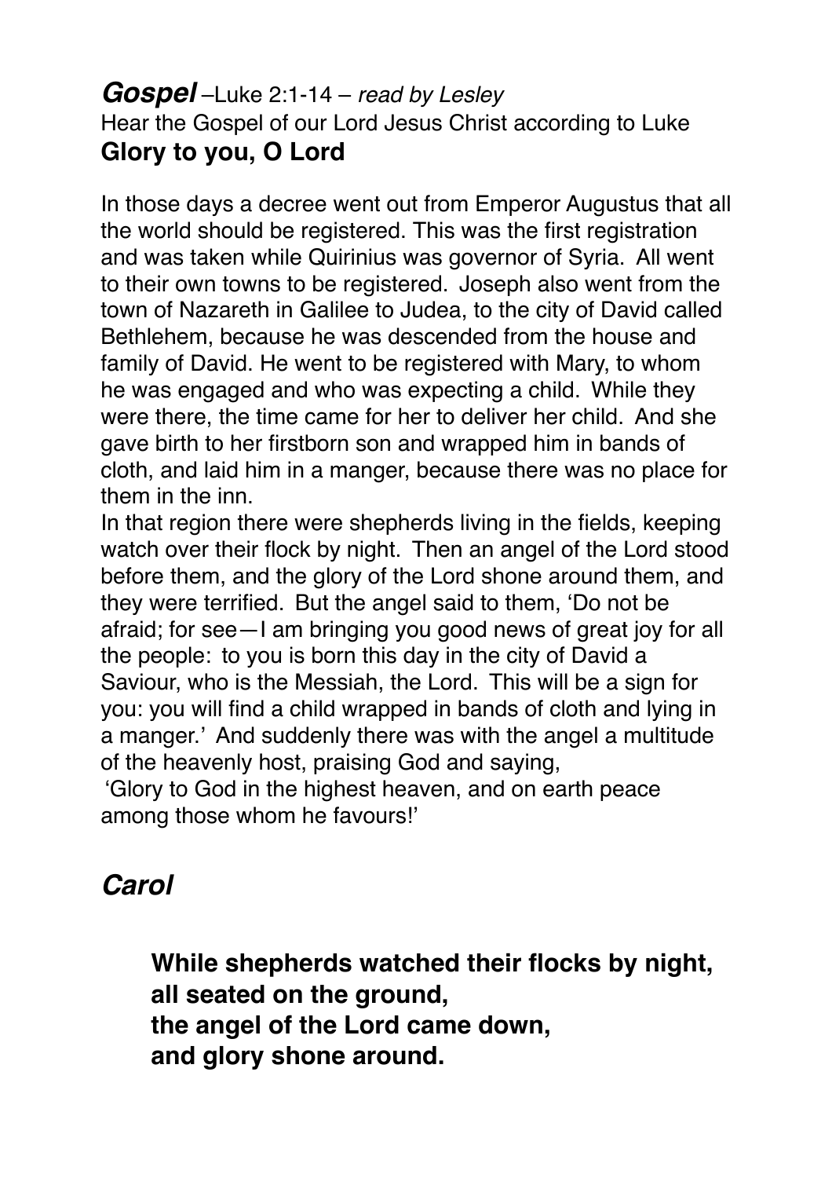## ***Gospel*** –Luke 2:1-14 – *read by Lesley*

Hear the Gospel of our Lord Jesus Christ according to Luke
**Glory to you, O Lord**

In those days a decree went out from Emperor Augustus that all the world should be registered. This was the first registration and was taken while Quirinius was governor of Syria. All went to their own towns to be registered. Joseph also went from the town of Nazareth in Galilee to Judea, to the city of David called Bethlehem, because he was descended from the house and family of David. He went to be registered with Mary, to whom he was engaged and who was expecting a child. While they were there, the time came for her to deliver her child. And she gave birth to her firstborn son and wrapped him in bands of cloth, and laid him in a manger, because there was no place for them in the inn.
In that region there were shepherds living in the fields, keeping watch over their flock by night. Then an angel of the Lord stood before them, and the glory of the Lord shone around them, and they were terrified. But the angel said to them, 'Do not be afraid; for see—I am bringing you good news of great joy for all the people: to you is born this day in the city of David a Saviour, who is the Messiah, the Lord. This will be a sign for you: you will find a child wrapped in bands of cloth and lying in a manger.' And suddenly there was with the angel a multitude of the heavenly host, praising God and saying,
'Glory to God in the highest heaven, and on earth peace among those whom he favours!'

## ***Carol***

**While shepherds watched their flocks by night,
all seated on the ground,
the angel of the Lord came down,
and glory shone around.**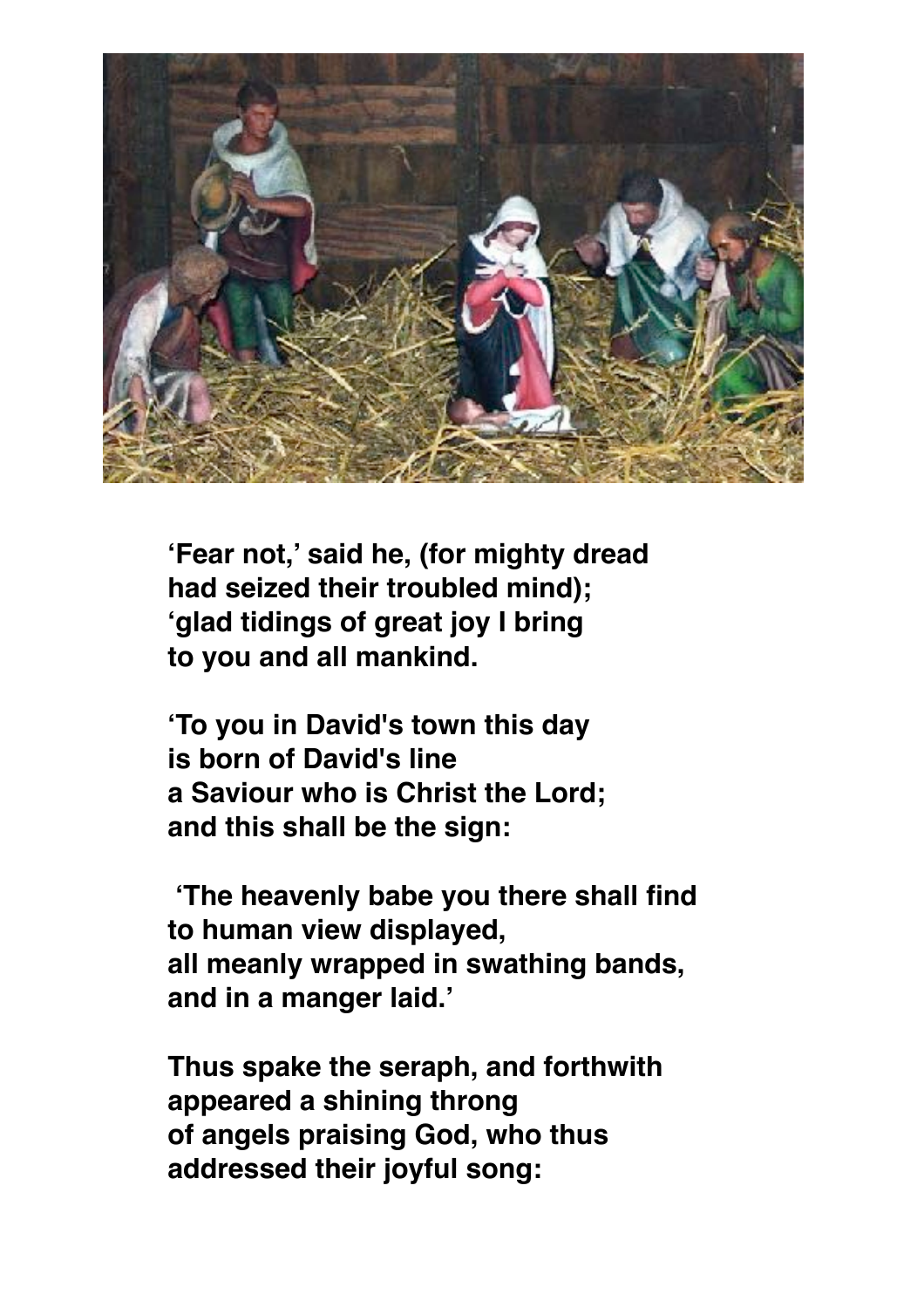**‘Fear not,’ said he, (for mighty dread**
**had seized their troubled mind);**
**‘glad tidings of great joy I bring**
**to you and all mankind.**

**‘To you in David's town this day**
**is born of David's line**
**a Saviour who is Christ the Lord;**
**and this shall be the sign:**

**‘The heavenly babe you there shall find**
**to human view displayed,**
**all meanly wrapped in swathing bands,**
**and in a manger laid.’**

**Thus spake the seraph, and forthwith**
**appeared a shining throng**
**of angels praising God, who thus**
**addressed their joyful song:**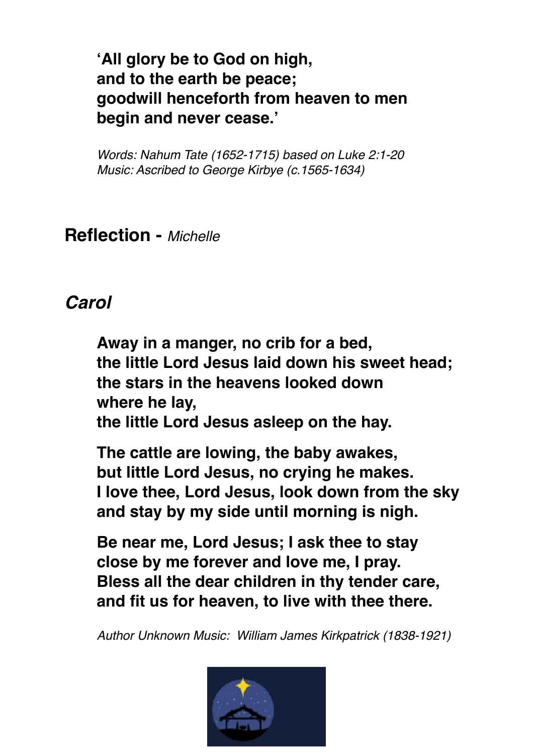**'All glory be to God on high,**
**and to the earth be peace;**
**goodwill henceforth from heaven to men**
**begin and never cease.'**

*Words: Nahum Tate (1652-1715) based on Luke 2:1-20*
*Music: Ascribed to George Kirbye (c.1565-1634)*

## Reflection - *Michelle*

## *Carol*

**Away in a manger, no crib for a bed,**
**the little Lord Jesus laid down his sweet head;**
**the stars in the heavens looked down**
**where he lay,**
**the little Lord Jesus asleep on the hay.**

**The cattle are lowing, the baby awakes,**
**but little Lord Jesus, no crying he makes.**
**I love thee, Lord Jesus, look down from the sky**
**and stay by my side until morning is nigh.**

**Be near me, Lord Jesus; I ask thee to stay**
**close by me forever and love me, I pray.**
**Bless all the dear children in thy tender care,**
**and fit us for heaven, to live with thee there.**

*Author Unknown Music: William James Kirkpatrick (1838-1921)*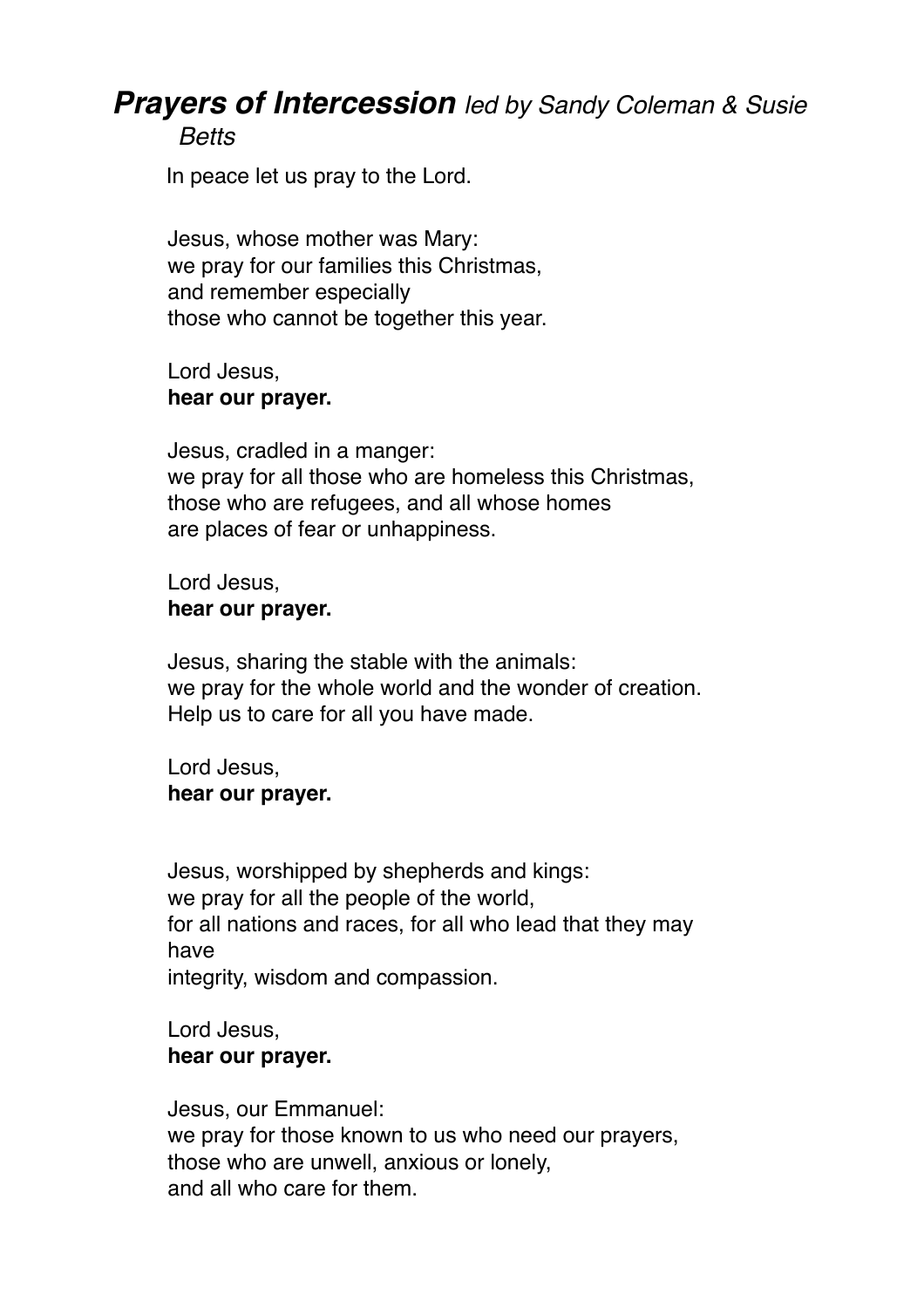## ***Prayers of Intercession*** *led by Sandy Coleman & Susie Betts*

In peace let us pray to the Lord.

Jesus, whose mother was Mary:
we pray for our families this Christmas,
and remember especially
those who cannot be together this year.

Lord Jesus,
**hear our prayer.**

Jesus, cradled in a manger:
we pray for all those who are homeless this Christmas,
those who are refugees, and all whose homes
are places of fear or unhappiness.

Lord Jesus,
**hear our prayer.**

Jesus, sharing the stable with the animals:
we pray for the whole world and the wonder of creation.
Help us to care for all you have made.

Lord Jesus,
**hear our prayer.**

Jesus, worshipped by shepherds and kings:
we pray for all the people of the world,
for all nations and races, for all who lead that they may have
integrity, wisdom and compassion.

Lord Jesus,
**hear our prayer.**

Jesus, our Emmanuel:
we pray for those known to us who need our prayers,
those who are unwell, anxious or lonely,
and all who care for them.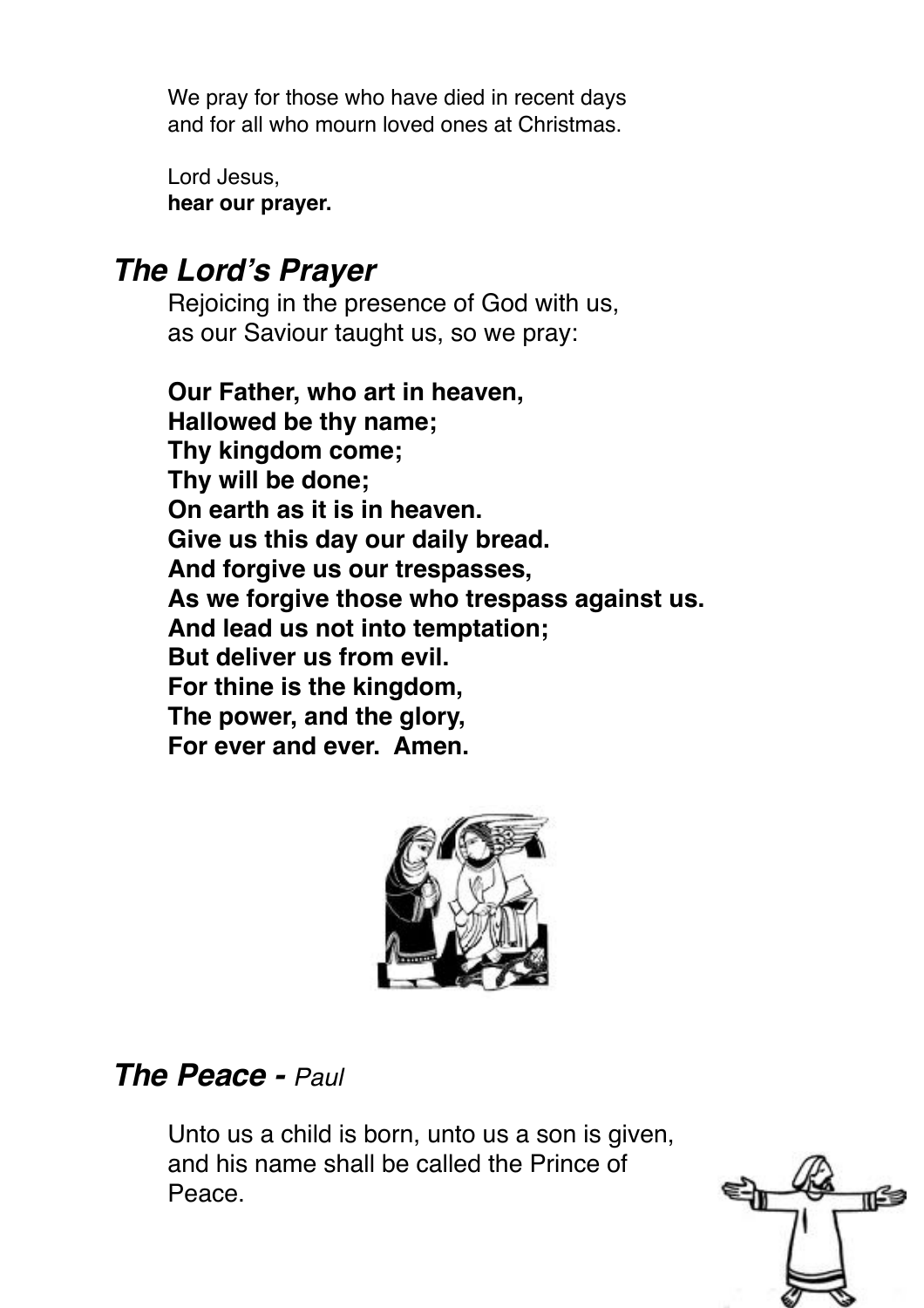We pray for those who have died in recent days
and for all who mourn loved ones at Christmas.

Lord Jesus,
**hear our prayer.**

## ***The Lord's Prayer***

Rejoicing in the presence of God with us,
as our Saviour taught us, so we pray:

**Our Father, who art in heaven,**
**Hallowed be thy name;**
**Thy kingdom come;**
**Thy will be done;**
**On earth as it is in heaven.**
**Give us this day our daily bread.**
**And forgive us our trespasses,**
**As we forgive those who trespass against us.**
**And lead us not into temptation;**
**But deliver us from evil.**
**For thine is the kingdom,**
**The power, and the glory,**
**For ever and ever. Amen.**

## ***The Peace -*** *Paul*

Unto us a child is born, unto us a son is given,
and his name shall be called the Prince of
Peace.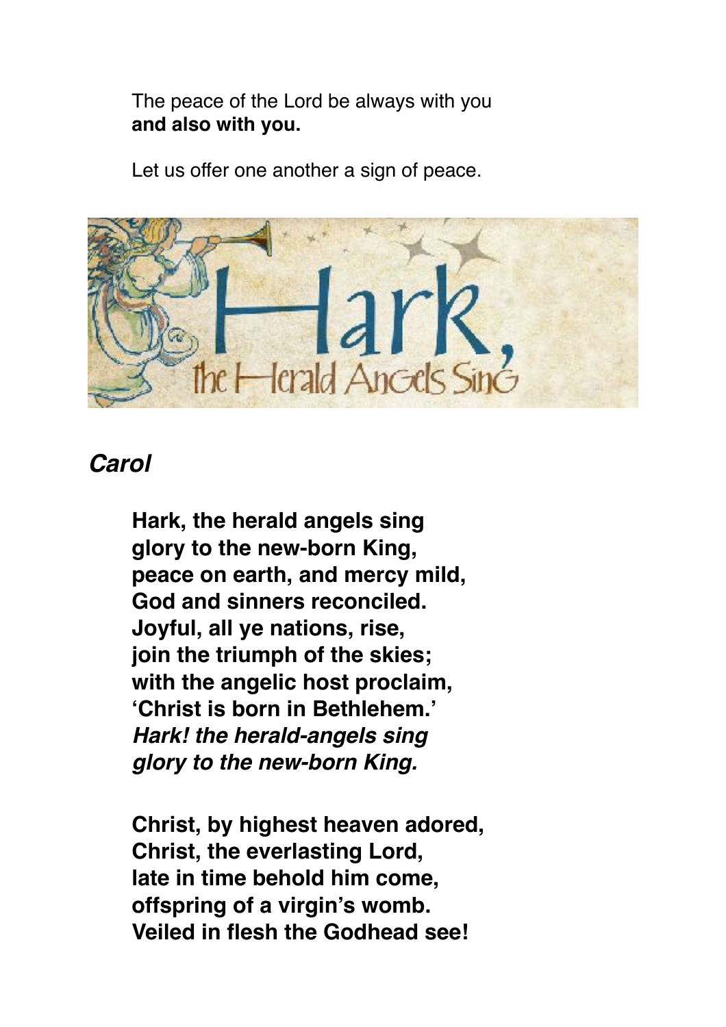The peace of the Lord be always with you
**and also with you.**

Let us offer one another a sign of peace.

## *Carol*

**Hark, the herald angels sing**
**glory to the new-born King,**
**peace on earth, and mercy mild,**
**God and sinners reconciled.**
**Joyful, all ye nations, rise,**
**join the triumph of the skies;**
**with the angelic host proclaim,**
**'Christ is born in Bethlehem.'**
***Hark! the herald-angels sing***
***glory to the new-born King.***

**Christ, by highest heaven adored,**
**Christ, the everlasting Lord,**
**late in time behold him come,**
**offspring of a virgin's womb.**
**Veiled in flesh the Godhead see!**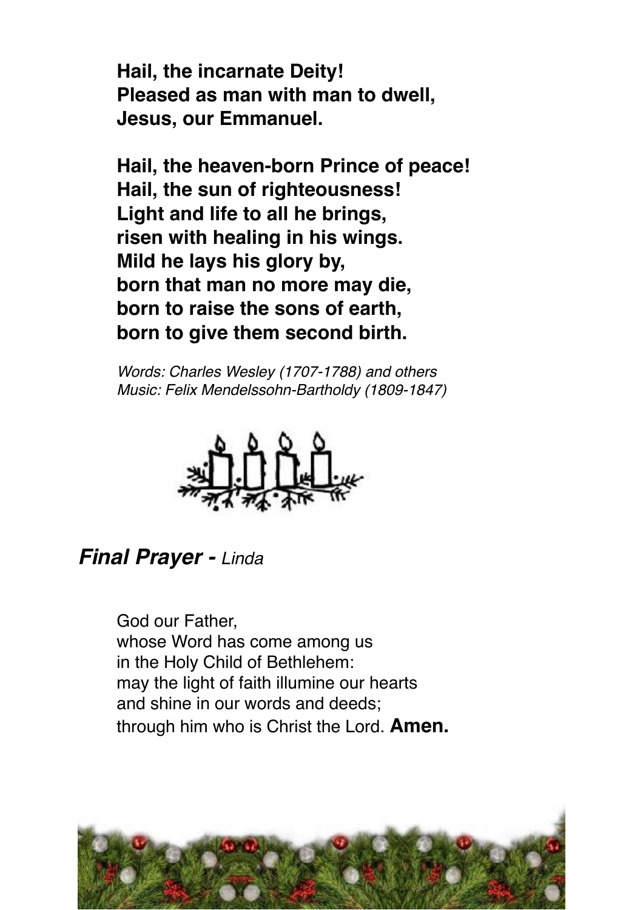**Hail, the incarnate Deity!**
**Pleased as man with man to dwell,**
**Jesus, our Emmanuel.**

**Hail, the heaven-born Prince of peace!**
**Hail, the sun of righteousness!**
**Light and life to all he brings,**
**risen with healing in his wings.**
**Mild he lays his glory by,**
**born that man no more may die,**
**born to raise the sons of earth,**
**born to give them second birth.**

*Words: Charles Wesley (1707-1788) and others*
*Music: Felix Mendelssohn-Bartholdy (1809-1847)*

## ***Final Prayer -*** *Linda*

God our Father,
whose Word has come among us
in the Holy Child of Bethlehem:
may the light of faith illumine our hearts
and shine in our words and deeds;
through him who is Christ the Lord. **Amen.**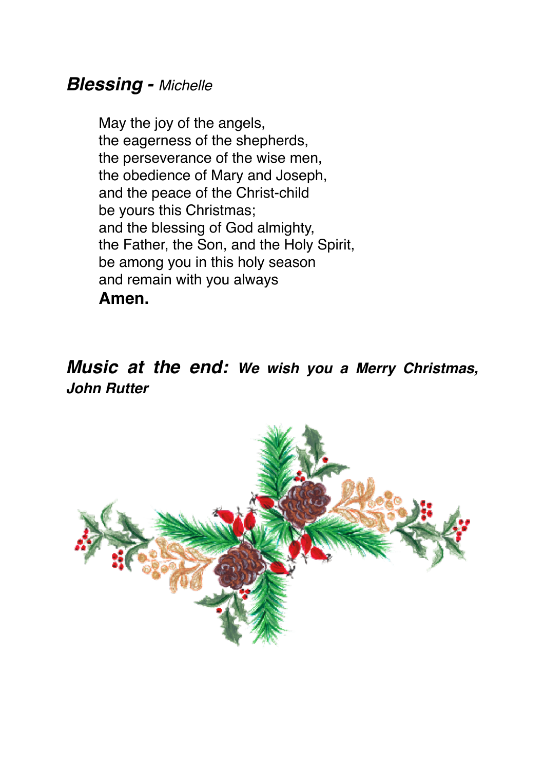## ***Blessing -*** *Michelle*

May the joy of the angels,
the eagerness of the shepherds,
the perseverance of the wise men,
the obedience of Mary and Joseph,
and the peace of the Christ-child
be yours this Christmas;
and the blessing of God almighty,
the Father, the Son, and the Holy Spirit,
be among you in this holy season
and remain with you always
**Amen.**

## ***Music at the end: We wish you a Merry Christmas, John Rutter***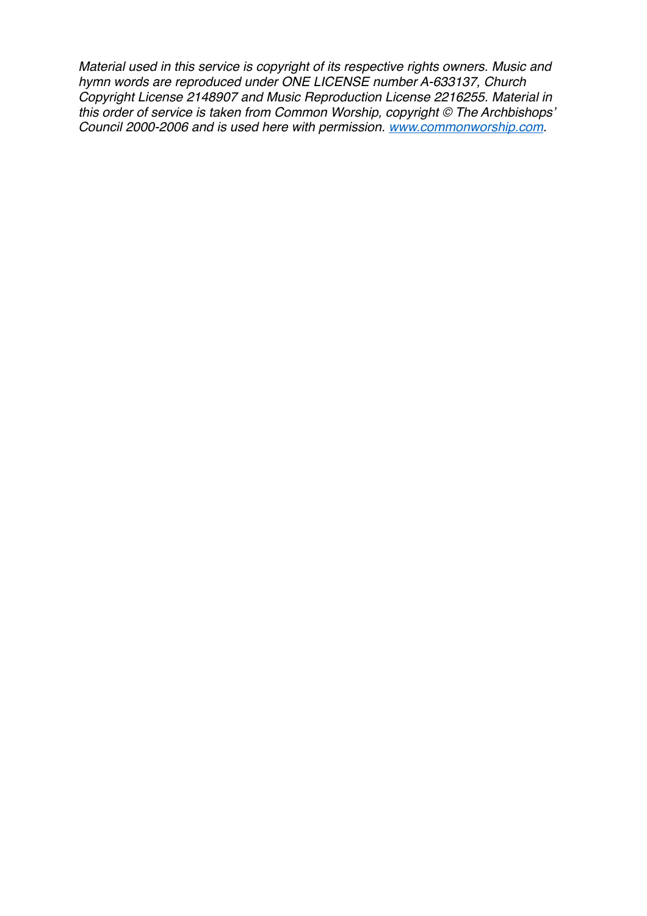*Material used in this service is copyright of its respective rights owners. Music and hymn words are reproduced under ONE LICENSE number A-633137, Church Copyright License 2148907 and Music Reproduction License 2216255. Material in this order of service is taken from Common Worship, copyright © The Archbishops' Council 2000-2006 and is used here with permission. [www.commonworship.com](http://www.commonworship.com).*